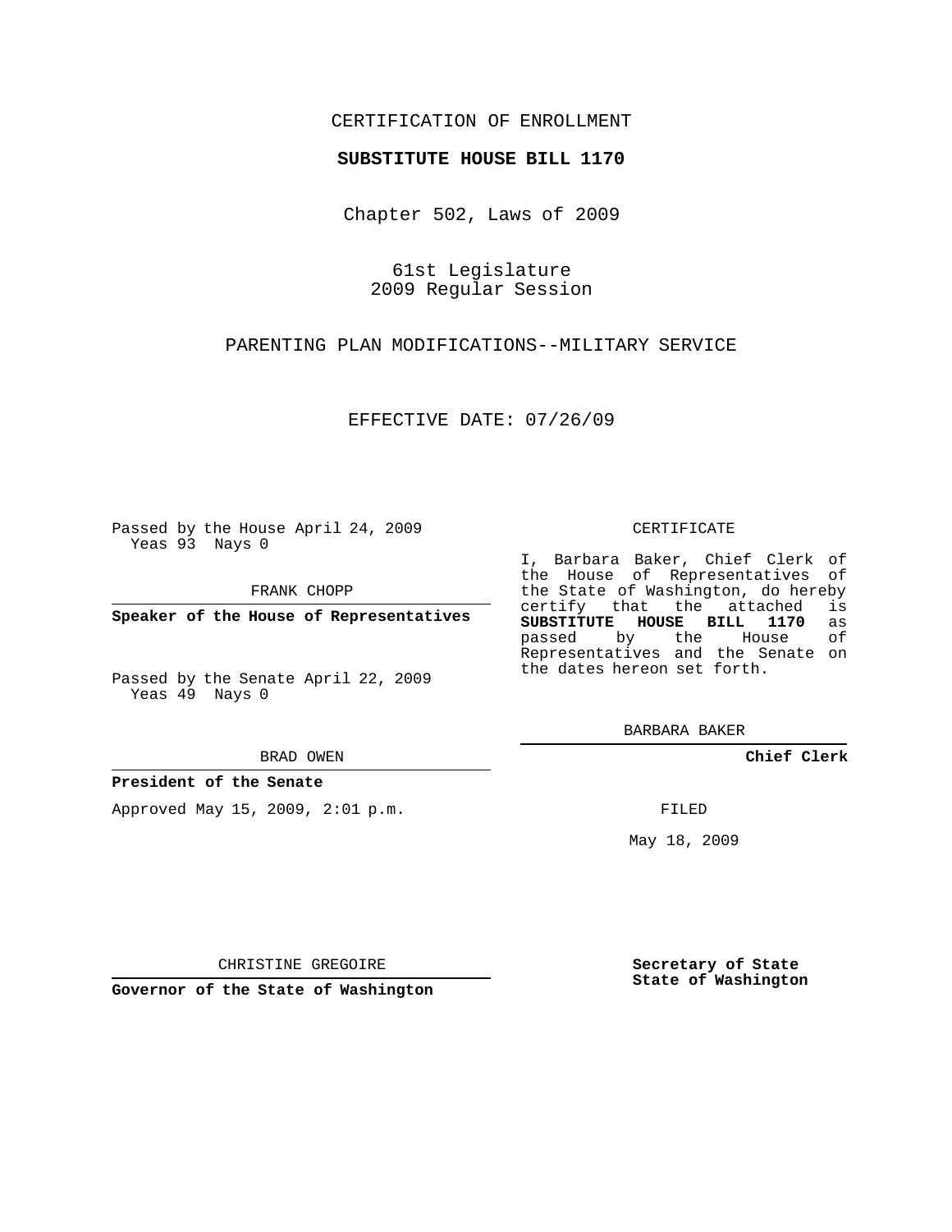CERTIFICATION OF ENROLLMENT

**SUBSTITUTE HOUSE BILL 1170**

Chapter 502, Laws of 2009

61st Legislature
2009 Regular Session

PARENTING PLAN MODIFICATIONS--MILITARY SERVICE

EFFECTIVE DATE: 07/26/09

Passed by the House April 24, 2009
Yeas 93 Nays 0

FRANK CHOPP

**Speaker of the House of Representatives**

Passed by the Senate April 22, 2009
Yeas 49 Nays 0

BRAD OWEN

**President of the Senate**

Approved May 15, 2009, 2:01 p.m.

CHRISTINE GREGOIRE

**Governor of the State of Washington**

CERTIFICATE

I, Barbara Baker, Chief Clerk of the House of Representatives of the State of Washington, do hereby certify that the attached is **SUBSTITUTE HOUSE BILL 1170** as passed by the House of Representatives and the Senate on the dates hereon set forth.

BARBARA BAKER

**Chief Clerk**

FILED

May 18, 2009

**Secretary of State**
**State of Washington**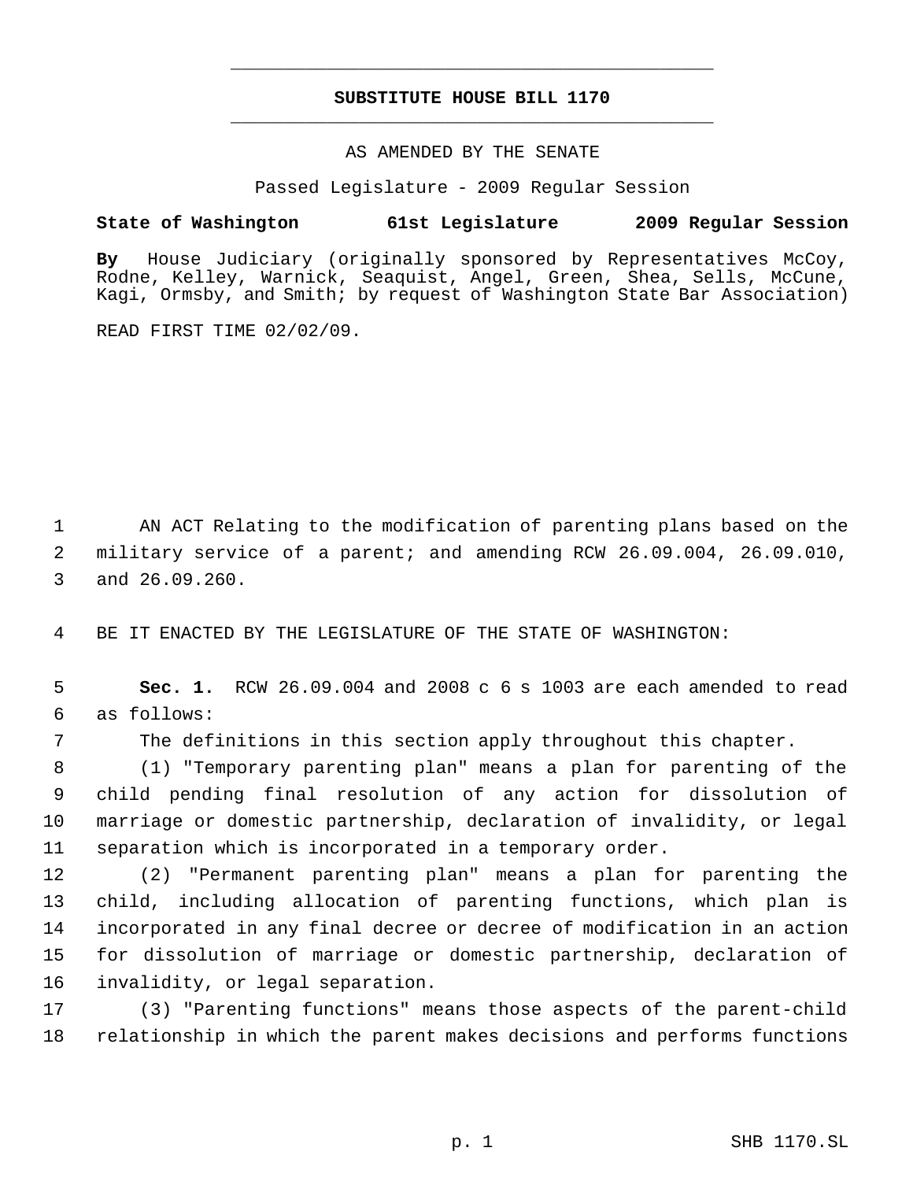# SUBSTITUTE HOUSE BILL 1170

AS AMENDED BY THE SENATE

Passed Legislature - 2009 Regular Session

**State of Washington 61st Legislature 2009 Regular Session**

**By** House Judiciary (originally sponsored by Representatives McCoy, Rodne, Kelley, Warnick, Seaquist, Angel, Green, Shea, Sells, McCune, Kagi, Ormsby, and Smith; by request of Washington State Bar Association)

READ FIRST TIME 02/02/09.

AN ACT Relating to the modification of parenting plans based on the military service of a parent; and amending RCW 26.09.004, 26.09.010, and 26.09.260.

BE IT ENACTED BY THE LEGISLATURE OF THE STATE OF WASHINGTON:

**Sec. 1.** RCW 26.09.004 and 2008 c 6 s 1003 are each amended to read as follows:

The definitions in this section apply throughout this chapter.

(1) "Temporary parenting plan" means a plan for parenting of the child pending final resolution of any action for dissolution of marriage or domestic partnership, declaration of invalidity, or legal separation which is incorporated in a temporary order.

(2) "Permanent parenting plan" means a plan for parenting the child, including allocation of parenting functions, which plan is incorporated in any final decree or decree of modification in an action for dissolution of marriage or domestic partnership, declaration of invalidity, or legal separation.

(3) "Parenting functions" means those aspects of the parent-child relationship in which the parent makes decisions and performs functions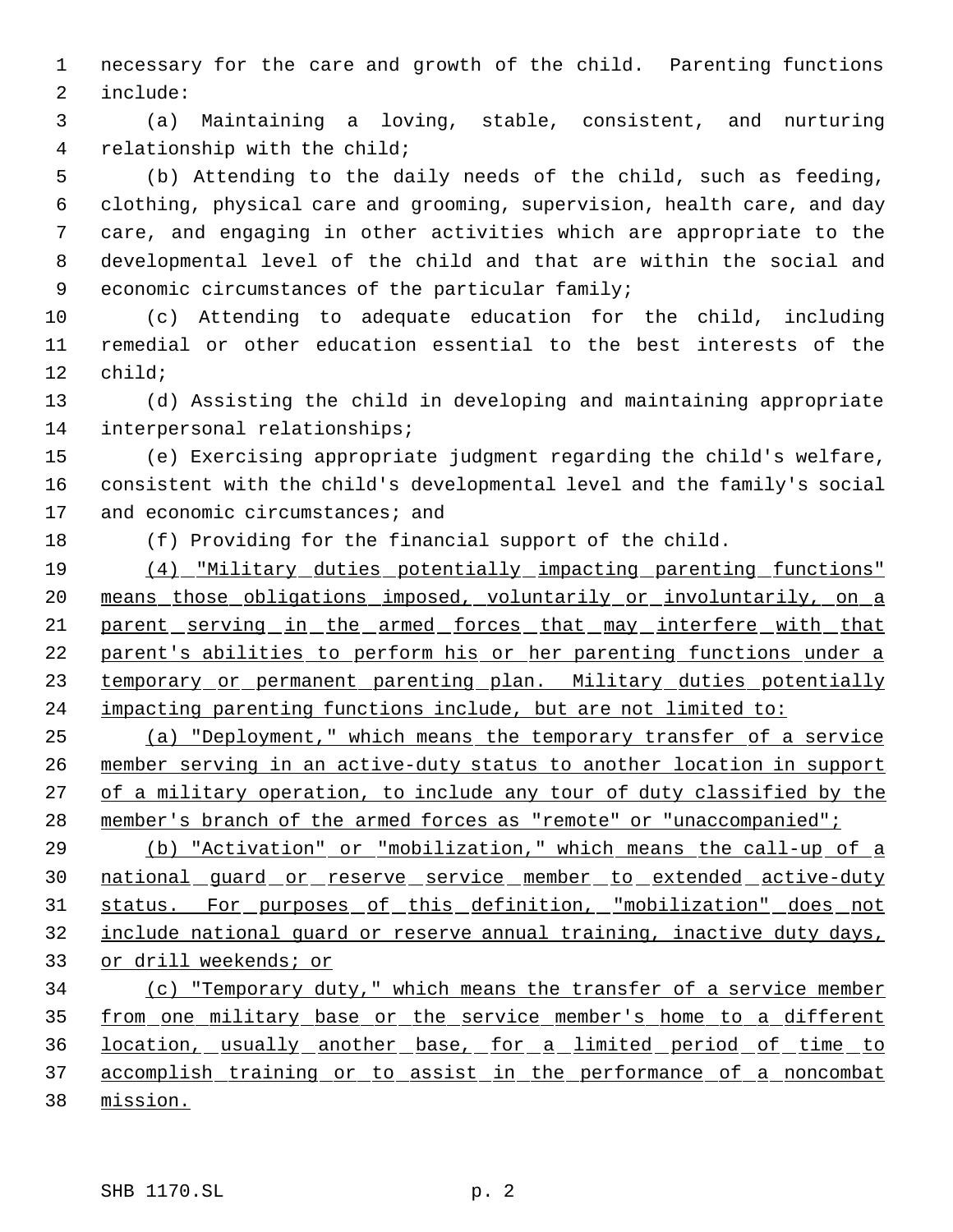necessary for the care and growth of the child. Parenting functions include:

(a) Maintaining a loving, stable, consistent, and nurturing relationship with the child;

(b) Attending to the daily needs of the child, such as feeding, clothing, physical care and grooming, supervision, health care, and day care, and engaging in other activities which are appropriate to the developmental level of the child and that are within the social and economic circumstances of the particular family;

(c) Attending to adequate education for the child, including remedial or other education essential to the best interests of the child;

(d) Assisting the child in developing and maintaining appropriate interpersonal relationships;

(e) Exercising appropriate judgment regarding the child's welfare, consistent with the child's developmental level and the family's social and economic circumstances; and

(f) Providing for the financial support of the child.

<u>(4) "Military duties potentially impacting parenting functions" means those obligations imposed, voluntarily or involuntarily, on a parent serving in the armed forces that may interfere with that parent's abilities to perform his or her parenting functions under a temporary or permanent parenting plan. Military duties potentially impacting parenting functions include, but are not limited to:</u>

<u>(a) "Deployment," which means the temporary transfer of a service member serving in an active-duty status to another location in support of a military operation, to include any tour of duty classified by the member's branch of the armed forces as "remote" or "unaccompanied";</u>

<u>(b) "Activation" or "mobilization," which means the call-up of a national guard or reserve service member to extended active-duty status. For purposes of this definition, "mobilization" does not include national guard or reserve annual training, inactive duty days, or drill weekends; or</u>

<u>(c) "Temporary duty," which means the transfer of a service member from one military base or the service member's home to a different location, usually another base, for a limited period of time to accomplish training or to assist in the performance of a noncombat mission.</u>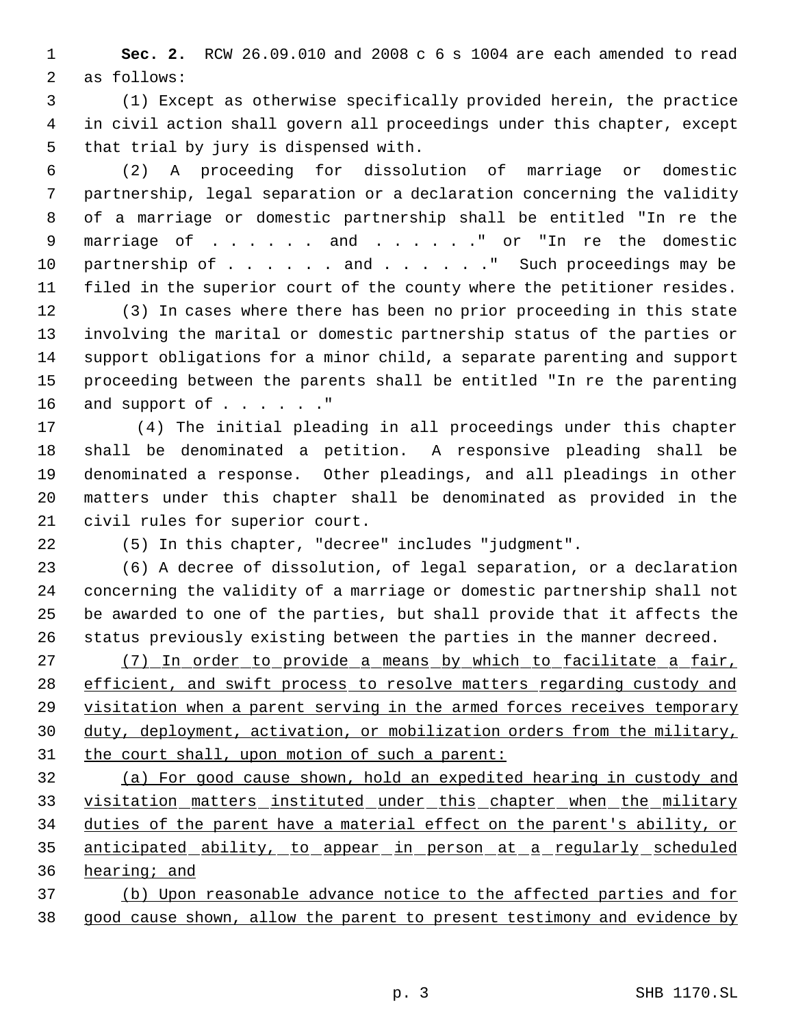**Sec. 2.** RCW 26.09.010 and 2008 c 6 s 1004 are each amended to read as follows:

(1) Except as otherwise specifically provided herein, the practice in civil action shall govern all proceedings under this chapter, except that trial by jury is dispensed with.

(2) A proceeding for dissolution of marriage or domestic partnership, legal separation or a declaration concerning the validity of a marriage or domestic partnership shall be entitled "In re the marriage of . . . . . . and . . . . . ." or "In re the domestic partnership of . . . . . . and . . . . . ." Such proceedings may be filed in the superior court of the county where the petitioner resides.

(3) In cases where there has been no prior proceeding in this state involving the marital or domestic partnership status of the parties or support obligations for a minor child, a separate parenting and support proceeding between the parents shall be entitled "In re the parenting and support of . . . . . ."

(4) The initial pleading in all proceedings under this chapter shall be denominated a petition. A responsive pleading shall be denominated a response. Other pleadings, and all pleadings in other matters under this chapter shall be denominated as provided in the civil rules for superior court.

(5) In this chapter, "decree" includes "judgment".

(6) A decree of dissolution, of legal separation, or a declaration concerning the validity of a marriage or domestic partnership shall not be awarded to one of the parties, but shall provide that it affects the status previously existing between the parties in the manner decreed.

<u>(7) In order to provide a means by which to facilitate a fair, efficient, and swift process to resolve matters regarding custody and visitation when a parent serving in the armed forces receives temporary duty, deployment, activation, or mobilization orders from the military, the court shall, upon motion of such a parent:</u>

<u>(a) For good cause shown, hold an expedited hearing in custody and visitation matters instituted under this chapter when the military duties of the parent have a material effect on the parent's ability, or anticipated ability, to appear in person at a regularly scheduled hearing; and</u>

<u>(b) Upon reasonable advance notice to the affected parties and for good cause shown, allow the parent to present testimony and evidence by</u>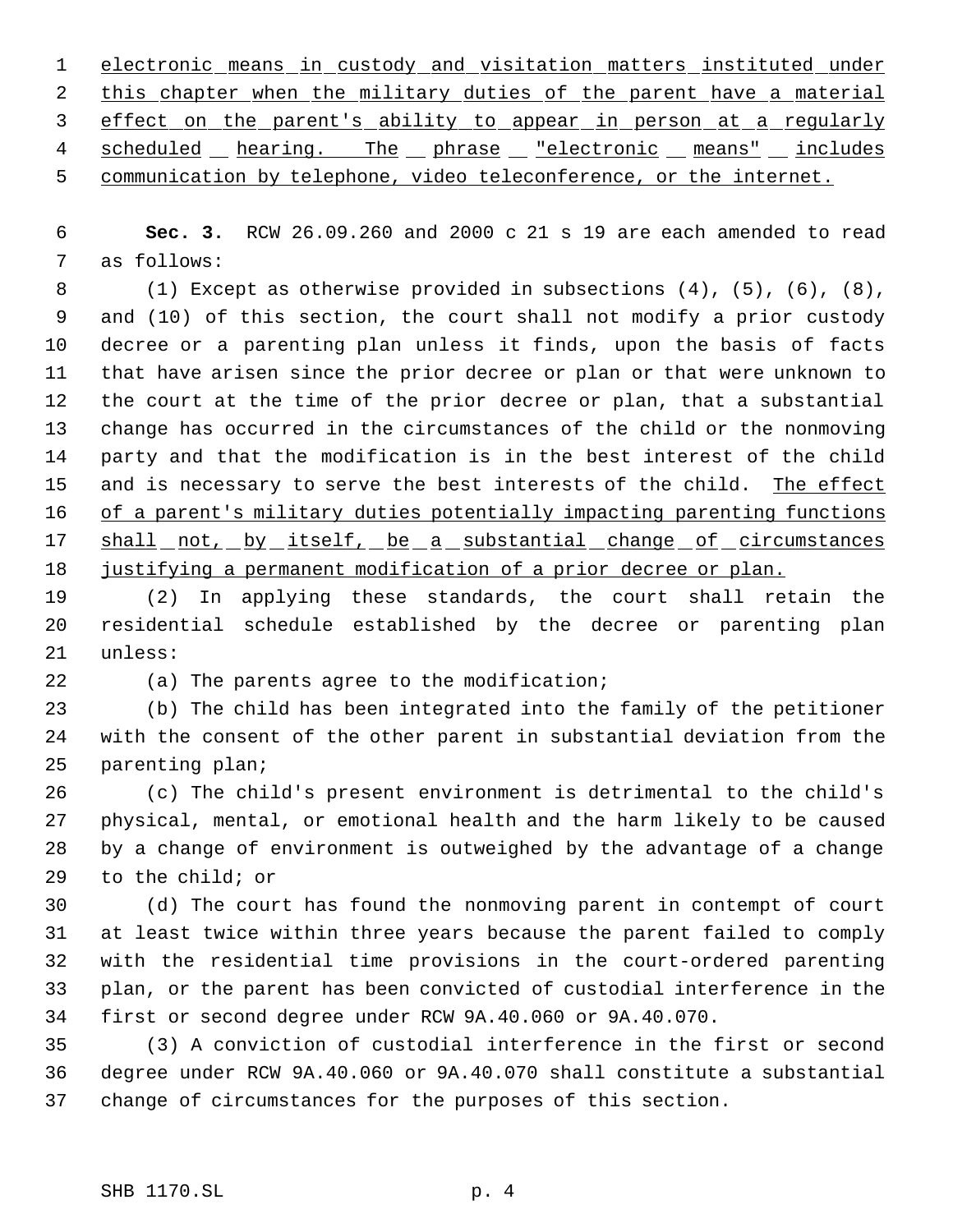electronic means in custody and visitation matters instituted under this chapter when the military duties of the parent have a material effect on the parent's ability to appear in person at a regularly scheduled hearing. The phrase "electronic means" includes communication by telephone, video teleconference, or the internet.

**Sec. 3.** RCW 26.09.260 and 2000 c 21 s 19 are each amended to read as follows:

(1) Except as otherwise provided in subsections (4), (5), (6), (8), and (10) of this section, the court shall not modify a prior custody decree or a parenting plan unless it finds, upon the basis of facts that have arisen since the prior decree or plan or that were unknown to the court at the time of the prior decree or plan, that a substantial change has occurred in the circumstances of the child or the nonmoving party and that the modification is in the best interest of the child and is necessary to serve the best interests of the child. The effect of a parent's military duties potentially impacting parenting functions shall not, by itself, be a substantial change of circumstances justifying a permanent modification of a prior decree or plan.

(2) In applying these standards, the court shall retain the residential schedule established by the decree or parenting plan unless:

(a) The parents agree to the modification;

(b) The child has been integrated into the family of the petitioner with the consent of the other parent in substantial deviation from the parenting plan;

(c) The child's present environment is detrimental to the child's physical, mental, or emotional health and the harm likely to be caused by a change of environment is outweighed by the advantage of a change to the child; or

(d) The court has found the nonmoving parent in contempt of court at least twice within three years because the parent failed to comply with the residential time provisions in the court-ordered parenting plan, or the parent has been convicted of custodial interference in the first or second degree under RCW 9A.40.060 or 9A.40.070.

(3) A conviction of custodial interference in the first or second degree under RCW 9A.40.060 or 9A.40.070 shall constitute a substantial change of circumstances for the purposes of this section.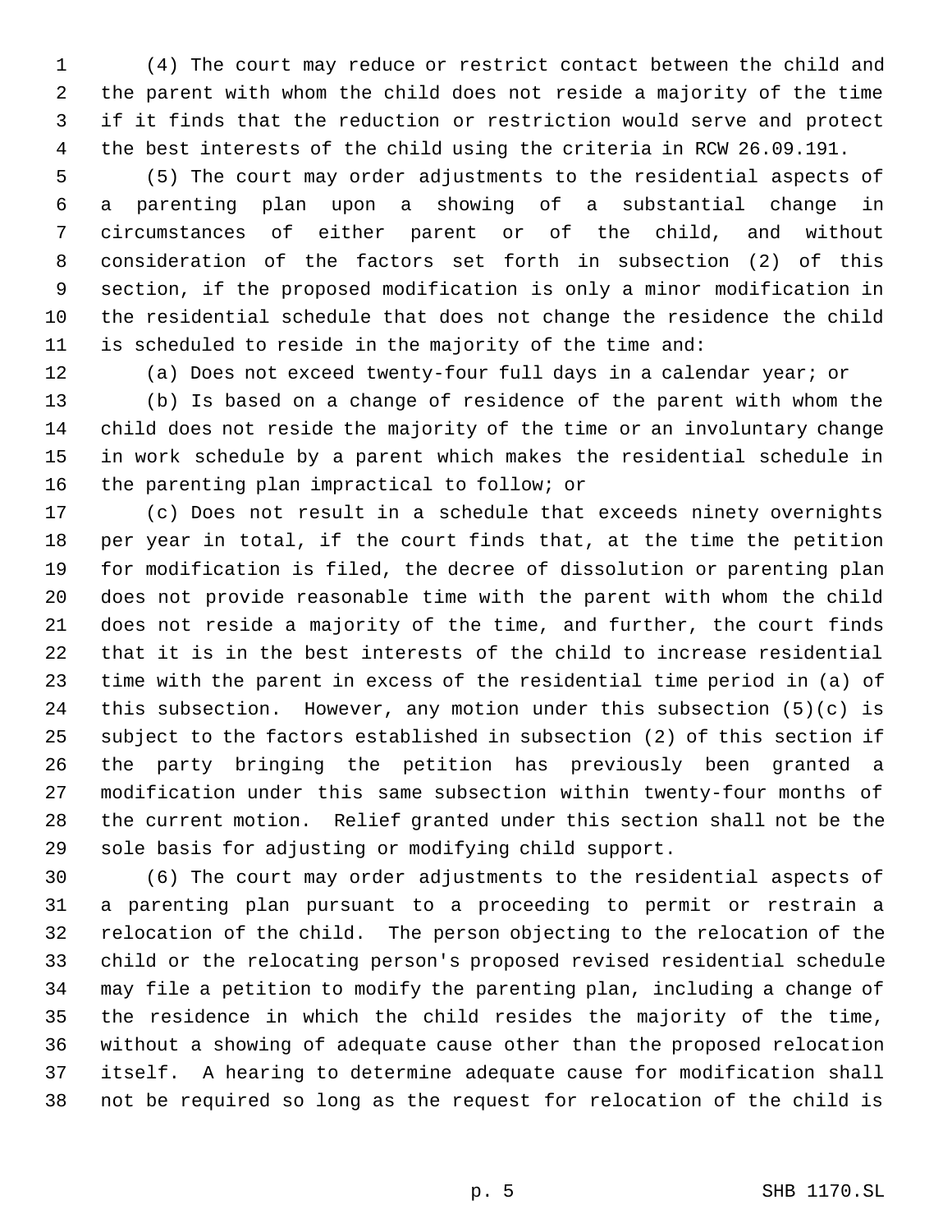(4) The court may reduce or restrict contact between the child and the parent with whom the child does not reside a majority of the time if it finds that the reduction or restriction would serve and protect the best interests of the child using the criteria in RCW 26.09.191.

(5) The court may order adjustments to the residential aspects of a parenting plan upon a showing of a substantial change in circumstances of either parent or of the child, and without consideration of the factors set forth in subsection (2) of this section, if the proposed modification is only a minor modification in the residential schedule that does not change the residence the child is scheduled to reside in the majority of the time and:

(a) Does not exceed twenty-four full days in a calendar year; or

(b) Is based on a change of residence of the parent with whom the child does not reside the majority of the time or an involuntary change in work schedule by a parent which makes the residential schedule in the parenting plan impractical to follow; or

(c) Does not result in a schedule that exceeds ninety overnights per year in total, if the court finds that, at the time the petition for modification is filed, the decree of dissolution or parenting plan does not provide reasonable time with the parent with whom the child does not reside a majority of the time, and further, the court finds that it is in the best interests of the child to increase residential time with the parent in excess of the residential time period in (a) of this subsection. However, any motion under this subsection (5)(c) is subject to the factors established in subsection (2) of this section if the party bringing the petition has previously been granted a modification under this same subsection within twenty-four months of the current motion. Relief granted under this section shall not be the sole basis for adjusting or modifying child support.

(6) The court may order adjustments to the residential aspects of a parenting plan pursuant to a proceeding to permit or restrain a relocation of the child. The person objecting to the relocation of the child or the relocating person's proposed revised residential schedule may file a petition to modify the parenting plan, including a change of the residence in which the child resides the majority of the time, without a showing of adequate cause other than the proposed relocation itself. A hearing to determine adequate cause for modification shall not be required so long as the request for relocation of the child is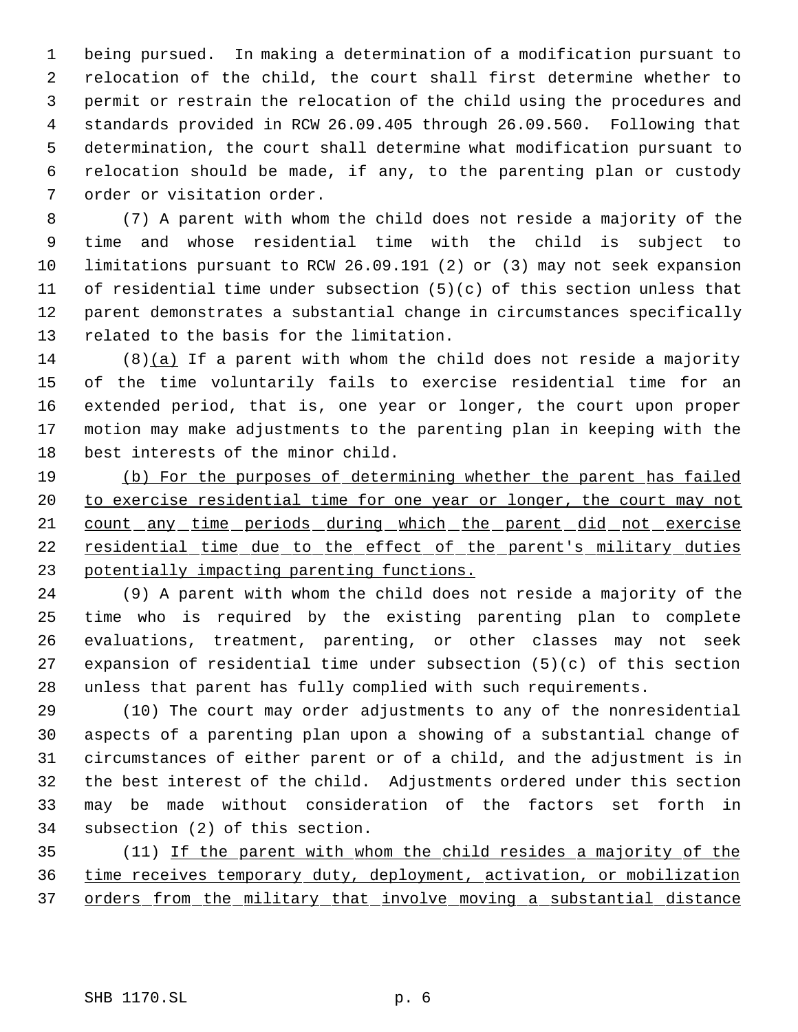being pursued. In making a determination of a modification pursuant to relocation of the child, the court shall first determine whether to permit or restrain the relocation of the child using the procedures and standards provided in RCW 26.09.405 through 26.09.560. Following that determination, the court shall determine what modification pursuant to relocation should be made, if any, to the parenting plan or custody order or visitation order.

(7) A parent with whom the child does not reside a majority of the time and whose residential time with the child is subject to limitations pursuant to RCW 26.09.191 (2) or (3) may not seek expansion of residential time under subsection (5)(c) of this section unless that parent demonstrates a substantial change in circumstances specifically related to the basis for the limitation.

(8)(a) If a parent with whom the child does not reside a majority of the time voluntarily fails to exercise residential time for an extended period, that is, one year or longer, the court upon proper motion may make adjustments to the parenting plan in keeping with the best interests of the minor child.

(b) For the purposes of determining whether the parent has failed to exercise residential time for one year or longer, the court may not count any time periods during which the parent did not exercise residential time due to the effect of the parent's military duties potentially impacting parenting functions.

(9) A parent with whom the child does not reside a majority of the time who is required by the existing parenting plan to complete evaluations, treatment, parenting, or other classes may not seek expansion of residential time under subsection (5)(c) of this section unless that parent has fully complied with such requirements.

(10) The court may order adjustments to any of the nonresidential aspects of a parenting plan upon a showing of a substantial change of circumstances of either parent or of a child, and the adjustment is in the best interest of the child. Adjustments ordered under this section may be made without consideration of the factors set forth in subsection (2) of this section.

(11) If the parent with whom the child resides a majority of the time receives temporary duty, deployment, activation, or mobilization orders from the military that involve moving a substantial distance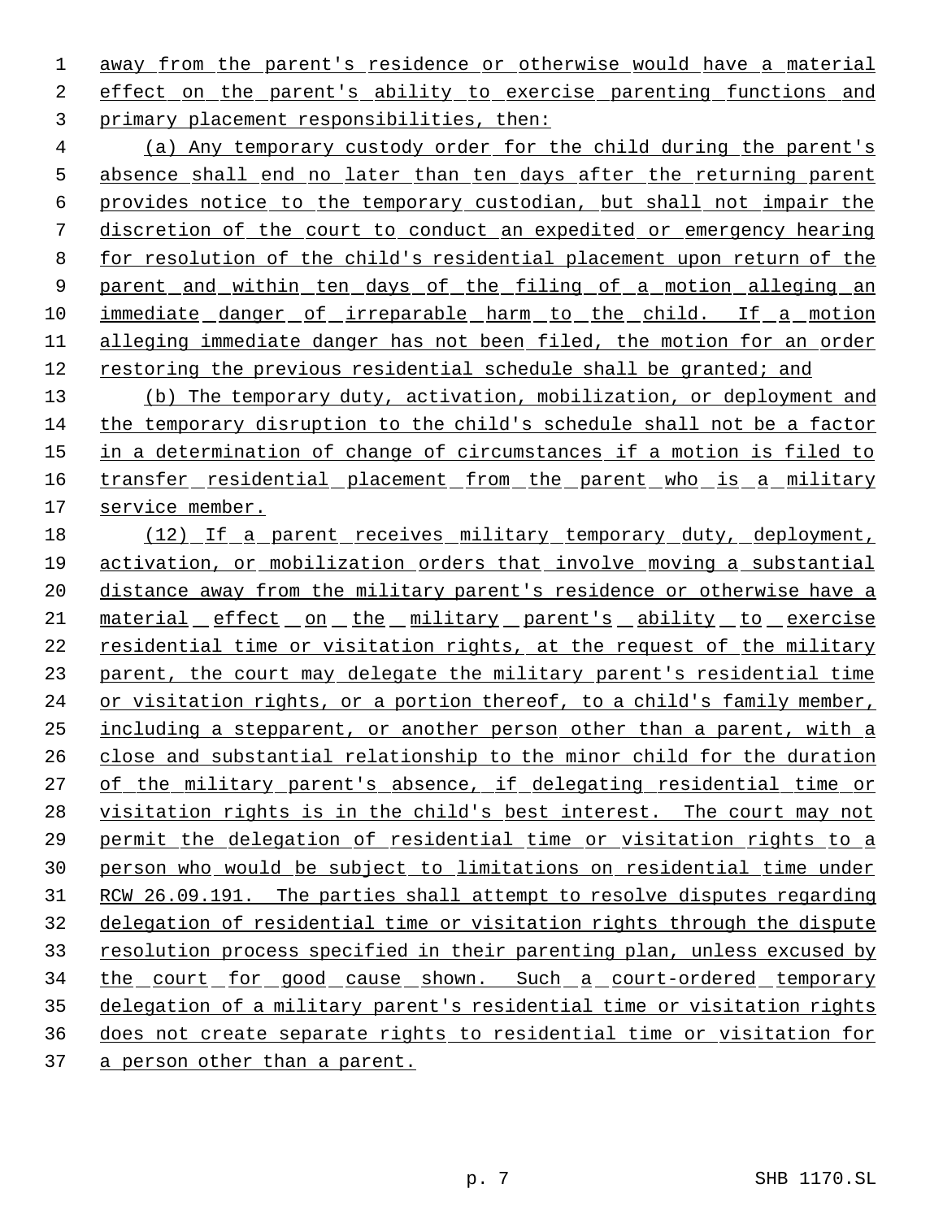away from the parent's residence or otherwise would have a material effect on the parent's ability to exercise parenting functions and primary placement responsibilities, then:

(a) Any temporary custody order for the child during the parent's absence shall end no later than ten days after the returning parent provides notice to the temporary custodian, but shall not impair the discretion of the court to conduct an expedited or emergency hearing for resolution of the child's residential placement upon return of the parent and within ten days of the filing of a motion alleging an immediate danger of irreparable harm to the child. If a motion alleging immediate danger has not been filed, the motion for an order restoring the previous residential schedule shall be granted; and

(b) The temporary duty, activation, mobilization, or deployment and the temporary disruption to the child's schedule shall not be a factor in a determination of change of circumstances if a motion is filed to transfer residential placement from the parent who is a military service member.

(12) If a parent receives military temporary duty, deployment, activation, or mobilization orders that involve moving a substantial distance away from the military parent's residence or otherwise have a material effect on the military parent's ability to exercise residential time or visitation rights, at the request of the military parent, the court may delegate the military parent's residential time or visitation rights, or a portion thereof, to a child's family member, including a stepparent, or another person other than a parent, with a close and substantial relationship to the minor child for the duration of the military parent's absence, if delegating residential time or visitation rights is in the child's best interest. The court may not permit the delegation of residential time or visitation rights to a person who would be subject to limitations on residential time under RCW 26.09.191. The parties shall attempt to resolve disputes regarding delegation of residential time or visitation rights through the dispute resolution process specified in their parenting plan, unless excused by the court for good cause shown. Such a court-ordered temporary delegation of a military parent's residential time or visitation rights does not create separate rights to residential time or visitation for a person other than a parent.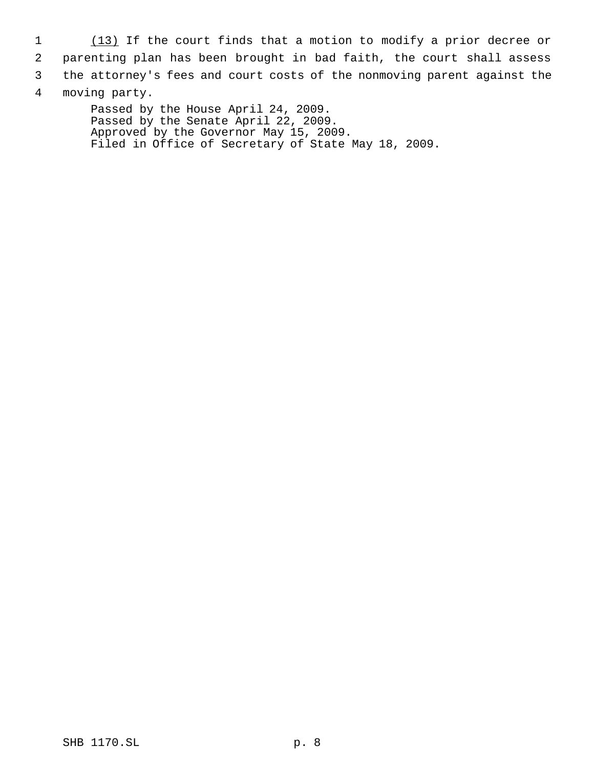(13) If the court finds that a motion to modify a prior decree or parenting plan has been brought in bad faith, the court shall assess the attorney's fees and court costs of the nonmoving parent against the moving party.

Passed by the House April 24, 2009.
Passed by the Senate April 22, 2009.
Approved by the Governor May 15, 2009.
Filed in Office of Secretary of State May 18, 2009.